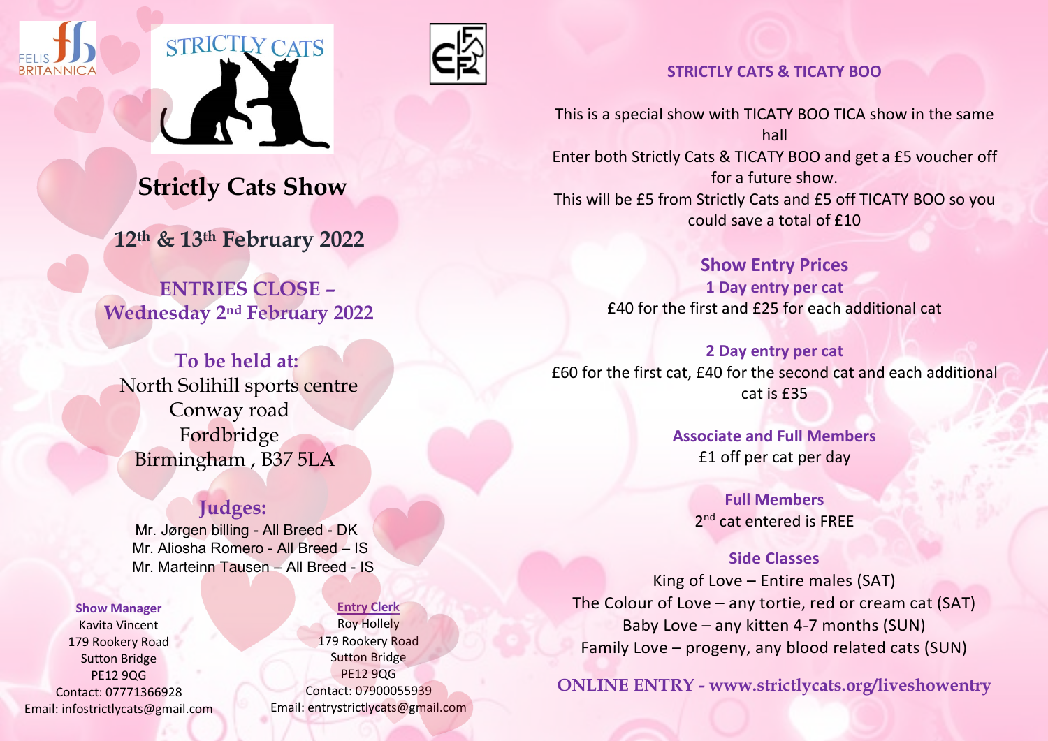FELIS BRITANNICA

STRICTLY CATS

# Strictly Cats Show

## 12th & 13th February 2022

**ENTRIES CLOSE – Wednesday 2nd February 2022**

**To be held at:**
North Solihill sports centre
Conway road
Fordbridge
Birmingham , B37 5LA

**Judges:**
Mr. Jørgen billing - All Breed - DK
Mr. Aliosha Romero - All Breed – IS
Mr. Marteinn Tausen – All Breed - IS

**Show Manager**
Kavita Vincent
179 Rookery Road
Sutton Bridge
PE12 9QG
Contact: 07771366928
Email: infostrictlycats@gmail.com

**Entry Clerk**
Roy Hollely
179 Rookery Road
Sutton Bridge
PE12 9QG
Contact: 07900055939
Email: entrystrictlycats@gmail.com

## STRICTLY CATS & TICATY BOO

This is a special show with TICATY BOO TICA show in the same hall
Enter both Strictly Cats & TICATY BOO and get a £5 voucher off for a future show.
This will be £5 from Strictly Cats and £5 off TICATY BOO so you could save a total of £10

## Show Entry Prices

**1 Day entry per cat**
£40 for the first and £25 for each additional cat

**2 Day entry per cat**
£60 for the first cat, £40 for the second cat and each additional cat is £35

**Associate and Full Members**
£1 off per cat per day

**Full Members**
2nd cat entered is FREE

**Side Classes**
King of Love – Entire males (SAT)
The Colour of Love – any tortie, red or cream cat (SAT)
Baby Love – any kitten 4-7 months (SUN)
Family Love – progeny, any blood related cats (SUN)

**ONLINE ENTRY - www.strictlycats.org/liveshowentry**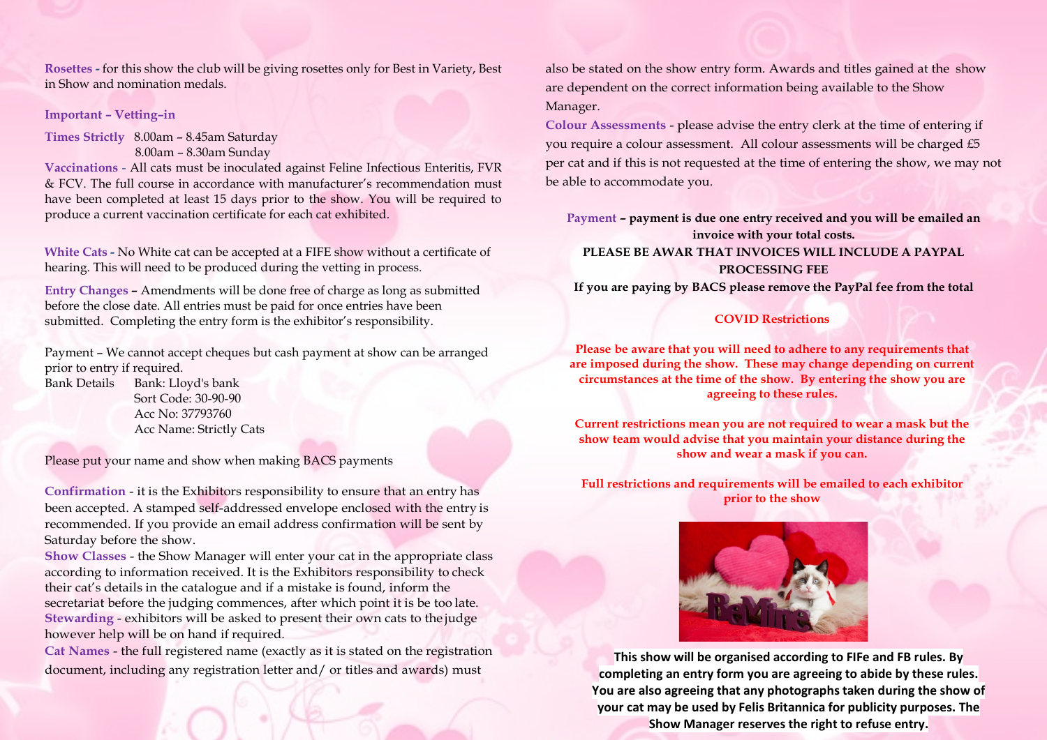**Rosettes** - for this show the club will be giving rosettes only for Best in Variety, Best in Show and nomination medals.

**Important – Vetting–in**

**Times Strictly** 8.00am – 8.45am Saturday
8.00am – 8.30am Sunday

**Vaccinations** - All cats must be inoculated against Feline Infectious Enteritis, FVR & FCV. The full course in accordance with manufacturer's recommendation must have been completed at least 15 days prior to the show. You will be required to produce a current vaccination certificate for each cat exhibited.

**White Cats** - No White cat can be accepted at a FIFE show without a certificate of hearing. This will need to be produced during the vetting in process.

**Entry Changes** – Amendments will be done free of charge as long as submitted before the close date. All entries must be paid for once entries have been submitted. Completing the entry form is the exhibitor's responsibility.

Payment – We cannot accept cheques but cash payment at show can be arranged prior to entry if required.

Bank Details
Bank: Lloyd's bank
Sort Code: 30-90-90
Acc No: 37793760
Acc Name: Strictly Cats

Please put your name and show when making BACS payments

**Confirmation** - it is the Exhibitors responsibility to ensure that an entry has been accepted. A stamped self-addressed envelope enclosed with the entry is recommended. If you provide an email address confirmation will be sent by Saturday before the show.

**Show Classes** - the Show Manager will enter your cat in the appropriate class according to information received. It is the Exhibitors responsibility to check their cat's details in the catalogue and if a mistake is found, inform the secretariat before the judging commences, after which point it is be too late.

**Stewarding** - exhibitors will be asked to present their own cats to the judge however help will be on hand if required.

**Cat Names** - the full registered name (exactly as it is stated on the registration document, including any registration letter and/ or titles and awards) must also be stated on the show entry form. Awards and titles gained at the show are dependent on the correct information being available to the Show Manager.

**Colour Assessments** - please advise the entry clerk at the time of entering if you require a colour assessment. All colour assessments will be charged £5 per cat and if this is not requested at the time of entering the show, we may not be able to accommodate you.

**Payment – payment is due one entry received and you will be emailed an invoice with your total costs.**
**PLEASE BE AWAR THAT INVOICES WILL INCLUDE A PAYPAL PROCESSING FEE**
**If you are paying by BACS please remove the PayPal fee from the total**

**COVID Restrictions**

**Please be aware that you will need to adhere to any requirements that are imposed during the show. These may change depending on current circumstances at the time of the show. By entering the show you are agreeing to these rules.**

**Current restrictions mean you are not required to wear a mask but the show team would advise that you maintain your distance during the show and wear a mask if you can.**

**Full restrictions and requirements will be emailed to each exhibitor prior to the show**

**This show will be organised according to FIFe and FB rules. By completing an entry form you are agreeing to abide by these rules. You are also agreeing that any photographs taken during the show of your cat may be used by Felis Britannica for publicity purposes. The Show Manager reserves the right to refuse entry.**